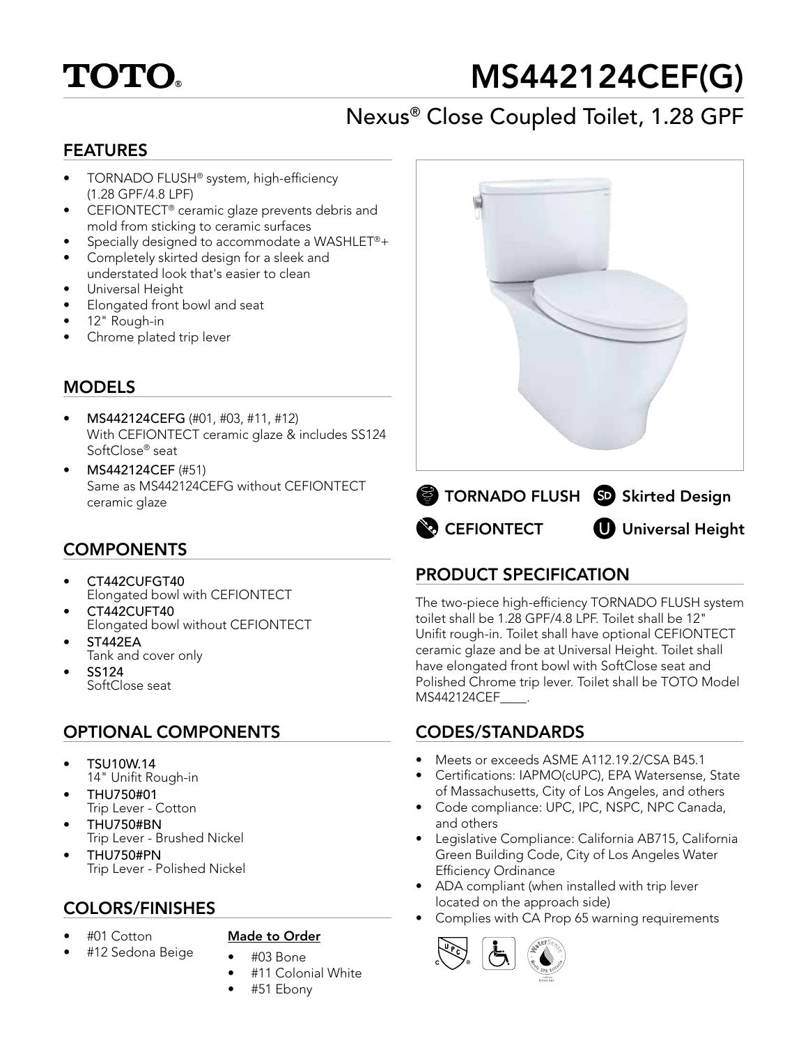# TOTO

# MS442124CEF(G)

## Nexus® Close Coupled Toilet, 1.28 GPF

## FEATURES

- TORNADO FLUSH® system, high-efficiency (1.28 GPF/4.8 LPF)
- CEFIONTECT® ceramic glaze prevents debris and mold from sticking to ceramic surfaces
- Specially designed to accommodate a WASHLET®+
- Completely skirted design for a sleek and understated look that's easier to clean
- Universal Height
- Elongated front bowl and seat
- 12" Rough-in
- Chrome plated trip lever

## MODELS

- **MS442124CEFG** (#01, #03, #11, #12)
  With CEFIONTECT ceramic glaze & includes SS124 SoftClose® seat
- **MS442124CEF** (#51)
  Same as MS442124CEFG without CEFIONTECT ceramic glaze

## COMPONENTS

- **CT442CUFGT40**
  Elongated bowl with CEFIONTECT
- **CT442CUFT40**
  Elongated bowl without CEFIONTECT
- **ST442EA**
  Tank and cover only
- **SS124**
  SoftClose seat

## OPTIONAL COMPONENTS

- **TSU10W.14**
  14" Unifit Rough-in
- **THU750#01**
  Trip Lever - Cotton
- **THU750#BN**
  Trip Lever - Brushed Nickel
- **THU750#PN**
  Trip Lever - Polished Nickel

## COLORS/FINISHES

- #01 Cotton
- #12 Sedona Beige

**Made to Order**

- #03 Bone
- #11 Colonial White
- #51 Ebony

**TORNADO FLUSH** **Skirted Design**

**CEFIONTECT** **Universal Height**

## PRODUCT SPECIFICATION

The two-piece high-efficiency TORNADO FLUSH system toilet shall be 1.28 GPF/4.8 LPF. Toilet shall be 12" Unifit rough-in. Toilet shall have optional CEFIONTECT ceramic glaze and be at Universal Height. Toilet shall have elongated front bowl with SoftClose seat and Polished Chrome trip lever. Toilet shall be TOTO Model MS442124CEF____.

## CODES/STANDARDS

- Meets or exceeds ASME A112.19.2/CSA B45.1
- Certifications: IAPMO(cUPC), EPA Watersense, State of Massachusetts, City of Los Angeles, and others
- Code compliance: UPC, IPC, NSPC, NPC Canada, and others
- Legislative Compliance: California AB715, California Green Building Code, City of Los Angeles Water Efficiency Ordinance
- ADA compliant (when installed with trip lever located on the approach side)
- Complies with CA Prop 65 warning requirements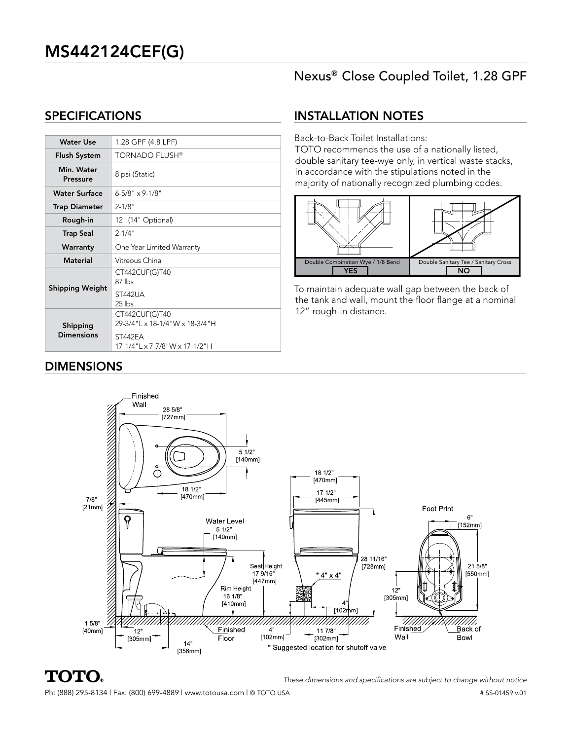# MS442124CEF(G)

## Nexus® Close Coupled Toilet, 1.28 GPF

## SPECIFICATIONS

| | |
|---|---|
| **Water Use** | 1.28 GPF (4.8 LPF) |
| **Flush System** | TORNADO FLUSH® |
| **Min. Water Pressure** | 8 psi (Static) |
| **Water Surface** | 6-5/8" x 9-1/8" |
| **Trap Diameter** | 2-1/8" |
| **Rough-in** | 12" (14" Optional) |
| **Trap Seal** | 2-1/4" |
| **Warranty** | One Year Limited Warranty |
| **Material** | Vitreous China |
| **Shipping Weight** | CT442CUF(G)T40 87 lbs<br>ST442UA 25 lbs |
| **Shipping Dimensions** | CT442CUF(G)T40 29-3/4"L x 18-1/4"W x 18-3/4"H<br>ST442EA 17-1/4"L x 7-7/8"W x 17-1/2"H |

## INSTALLATION NOTES

Back-to-Back Toilet Installations:
TOTO recommends the use of a nationally listed, double sanitary tee-wye only, in vertical waste stacks, in accordance with the stipulations noted in the majority of nationally recognized plumbing codes.

Double Combination Wye / 1/8 Bend
YES

Double Sanitary Tee / Sanitary Cross
NO

To maintain adequate wall gap between the back of the tank and wall, mount the floor flange at a nominal 12" rough-in distance.

## DIMENSIONS

Finished Wall
28 5/8" [727mm]
5 1/2" [140mm]
18 1/2" [470mm]
7/8" [21mm]
Water Level 5 1/2" [140mm]
Seat Height 17 9/16" [447mm]
Rim Height 16 1/8" [410mm]
1 5/8" [40mm]
12" [305mm]
14" [356mm]
Finished Floor
18 1/2" [470mm]
17 1/2" [445mm]
28 11/16" [728mm]
* 4" x 4"
4" [102mm]
4" [102mm]
11 7/8" [302mm]
* Suggested location for shutoff valve
Foot Print
6" [152mm]
21 5/8" [550mm]
12" [305mm]
Finished Wall
Back of Bowl

*These dimensions and specifications are subject to change without notice*

Ph: (888) 295-8134 | Fax: (800) 699-4889 | www.totousa.com | © TOTO USA

# SS-01459 v.01